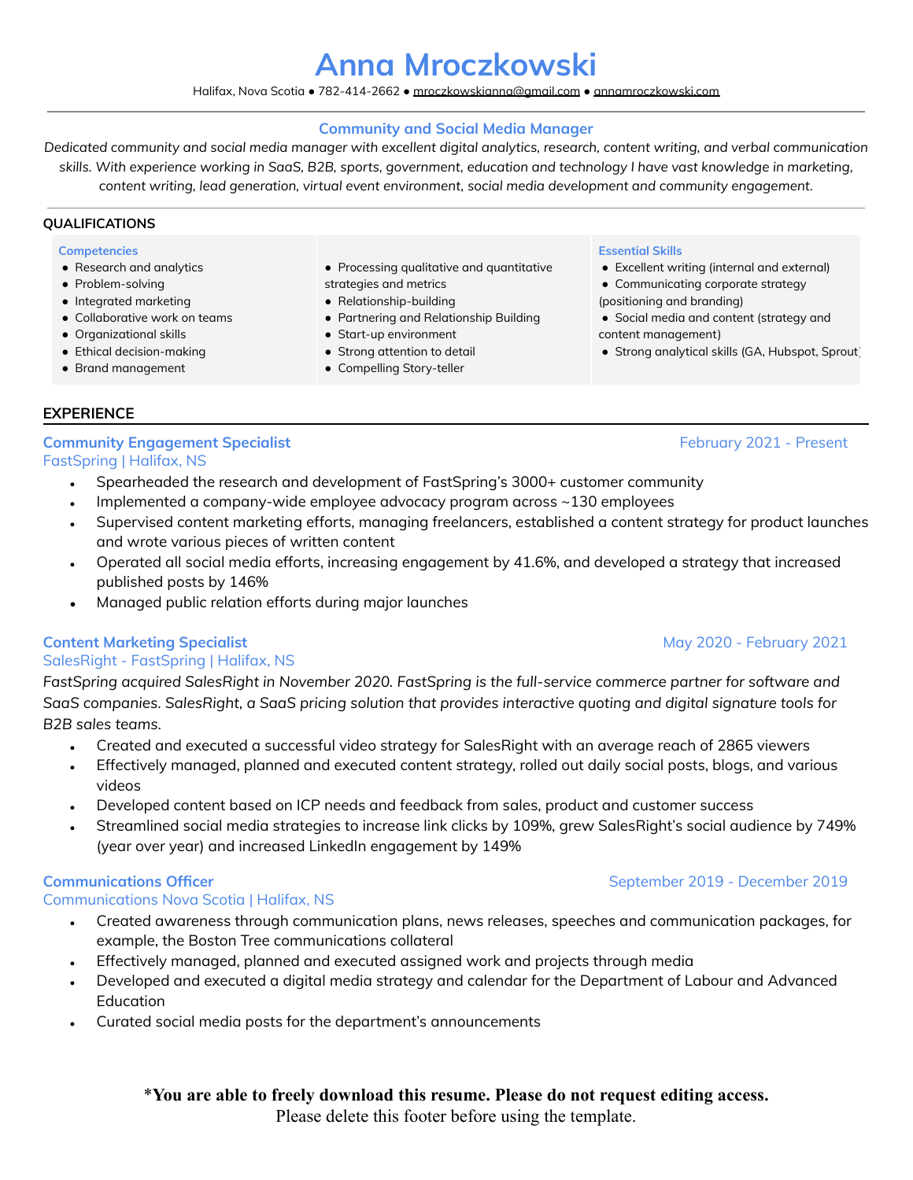# Anna Mroczkowski

Halifax, Nova Scotia ● 782-414-2662 ● mroczkowskianna@gmail.com ● annamroczkowski.com

---

### Community and Social Media Manager

*Dedicated community and social media manager with excellent digital analytics, research, content writing, and verbal communication skills. With experience working in SaaS, B2B, sports, government, education and technology I have vast knowledge in marketing, content writing, lead generation, virtual event environment, social media development and community engagement.*

## QUALIFICATIONS

**Competencies**

- Research and analytics
- Problem-solving
- Integrated marketing
- Collaborative work on teams
- Organizational skills
- Ethical decision-making
- Brand management
- Processing qualitative and quantitative strategies and metrics
- Relationship-building
- Partnering and Relationship Building
- Start-up environment
- Strong attention to detail
- Compelling Story-teller

**Essential Skills**

- Excellent writing (internal and external)
- Communicating corporate strategy (positioning and branding)
- Social media and content (strategy and content management)
- Strong analytical skills (GA, Hubspot, Sprout)

## EXPERIENCE

### Community Engagement Specialist
FastSpring | Halifax, NS — February 2021 - Present

- Spearheaded the research and development of FastSpring's 3000+ customer community
- Implemented a company-wide employee advocacy program across ~130 employees
- Supervised content marketing efforts, managing freelancers, established a content strategy for product launches and wrote various pieces of written content
- Operated all social media efforts, increasing engagement by 41.6%, and developed a strategy that increased published posts by 146%
- Managed public relation efforts during major launches

### Content Marketing Specialist
SalesRight - FastSpring | Halifax, NS — May 2020 - February 2021

*FastSpring acquired SalesRight in November 2020. FastSpring is the full-service commerce partner for software and SaaS companies. SalesRight, a SaaS pricing solution that provides interactive quoting and digital signature tools for B2B sales teams.*

- Created and executed a successful video strategy for SalesRight with an average reach of 2865 viewers
- Effectively managed, planned and executed content strategy, rolled out daily social posts, blogs, and various videos
- Developed content based on ICP needs and feedback from sales, product and customer success
- Streamlined social media strategies to increase link clicks by 109%, grew SalesRight's social audience by 749% (year over year) and increased LinkedIn engagement by 149%

### Communications Officer
Communications Nova Scotia | Halifax, NS — September 2019 - December 2019

- Created awareness through communication plans, news releases, speeches and communication packages, for example, the Boston Tree communications collateral
- Effectively managed, planned and executed assigned work and projects through media
- Developed and executed a digital media strategy and calendar for the Department of Labour and Advanced Education
- Curated social media posts for the department's announcements

**\*You are able to freely download this resume. Please do not request editing access.**

Please delete this footer before using the template.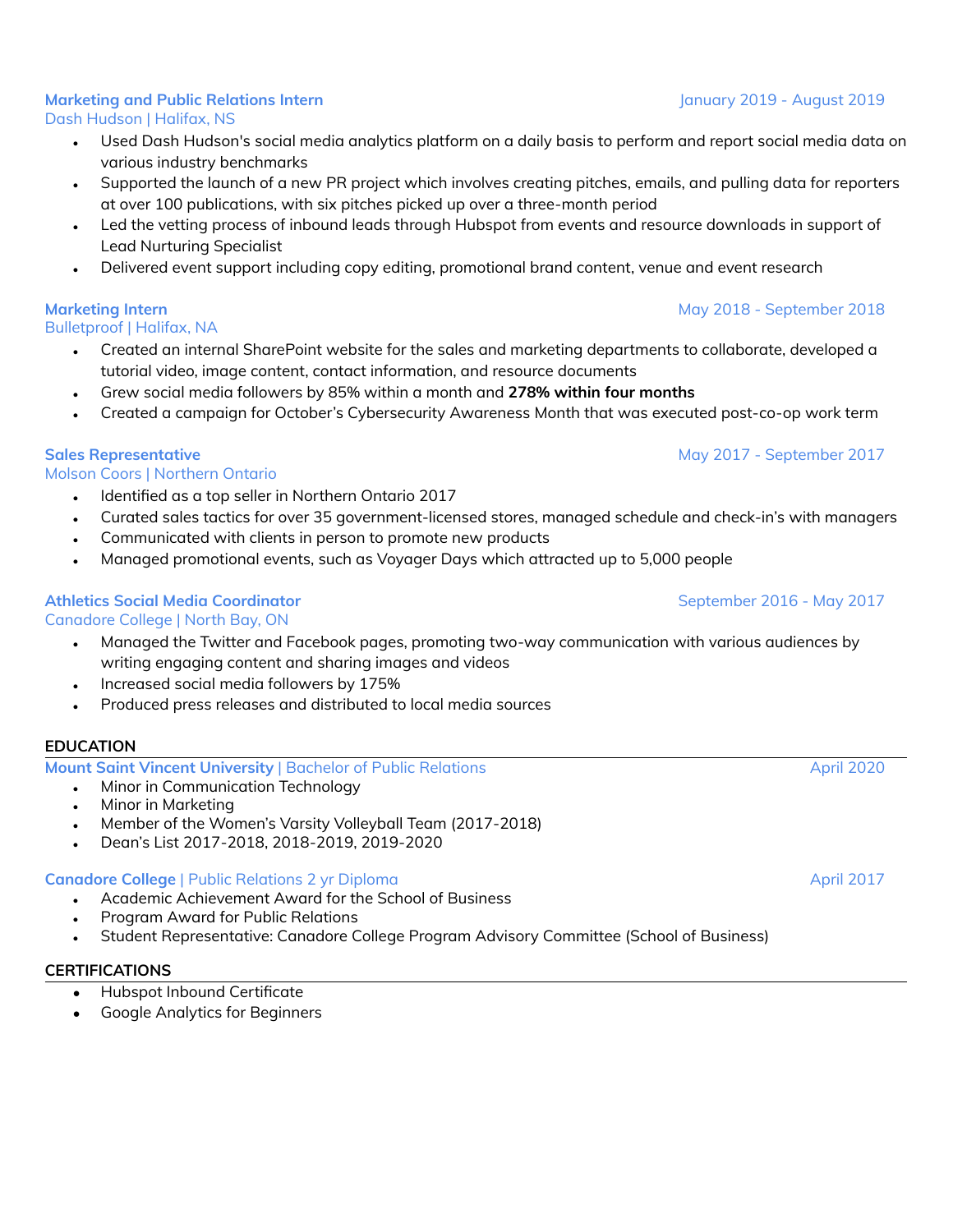**Marketing and Public Relations Intern** — January 2019 - August 2019
Dash Hudson | Halifax, NS

- Used Dash Hudson's social media analytics platform on a daily basis to perform and report social media data on various industry benchmarks
- Supported the launch of a new PR project which involves creating pitches, emails, and pulling data for reporters at over 100 publications, with six pitches picked up over a three-month period
- Led the vetting process of inbound leads through Hubspot from events and resource downloads in support of Lead Nurturing Specialist
- Delivered event support including copy editing, promotional brand content, venue and event research

**Marketing Intern** — May 2018 - September 2018
Bulletproof | Halifax, NA

- Created an internal SharePoint website for the sales and marketing departments to collaborate, developed a tutorial video, image content, contact information, and resource documents
- Grew social media followers by 85% within a month and **278% within four months**
- Created a campaign for October's Cybersecurity Awareness Month that was executed post-co-op work term

**Sales Representative** — May 2017 - September 2017
Molson Coors | Northern Ontario

- Identified as a top seller in Northern Ontario 2017
- Curated sales tactics for over 35 government-licensed stores, managed schedule and check-in's with managers
- Communicated with clients in person to promote new products
- Managed promotional events, such as Voyager Days which attracted up to 5,000 people

**Athletics Social Media Coordinator** — September 2016 - May 2017
Canadore College | North Bay, ON

- Managed the Twitter and Facebook pages, promoting two-way communication with various audiences by writing engaging content and sharing images and videos
- Increased social media followers by 175%
- Produced press releases and distributed to local media sources

## EDUCATION

**Mount Saint Vincent University** | Bachelor of Public Relations — April 2020

- Minor in Communication Technology
- Minor in Marketing
- Member of the Women's Varsity Volleyball Team (2017-2018)
- Dean's List 2017-2018, 2018-2019, 2019-2020

**Canadore College** | Public Relations 2 yr Diploma — April 2017

- Academic Achievement Award for the School of Business
- Program Award for Public Relations
- Student Representative: Canadore College Program Advisory Committee (School of Business)

## CERTIFICATIONS

- Hubspot Inbound Certificate
- Google Analytics for Beginners